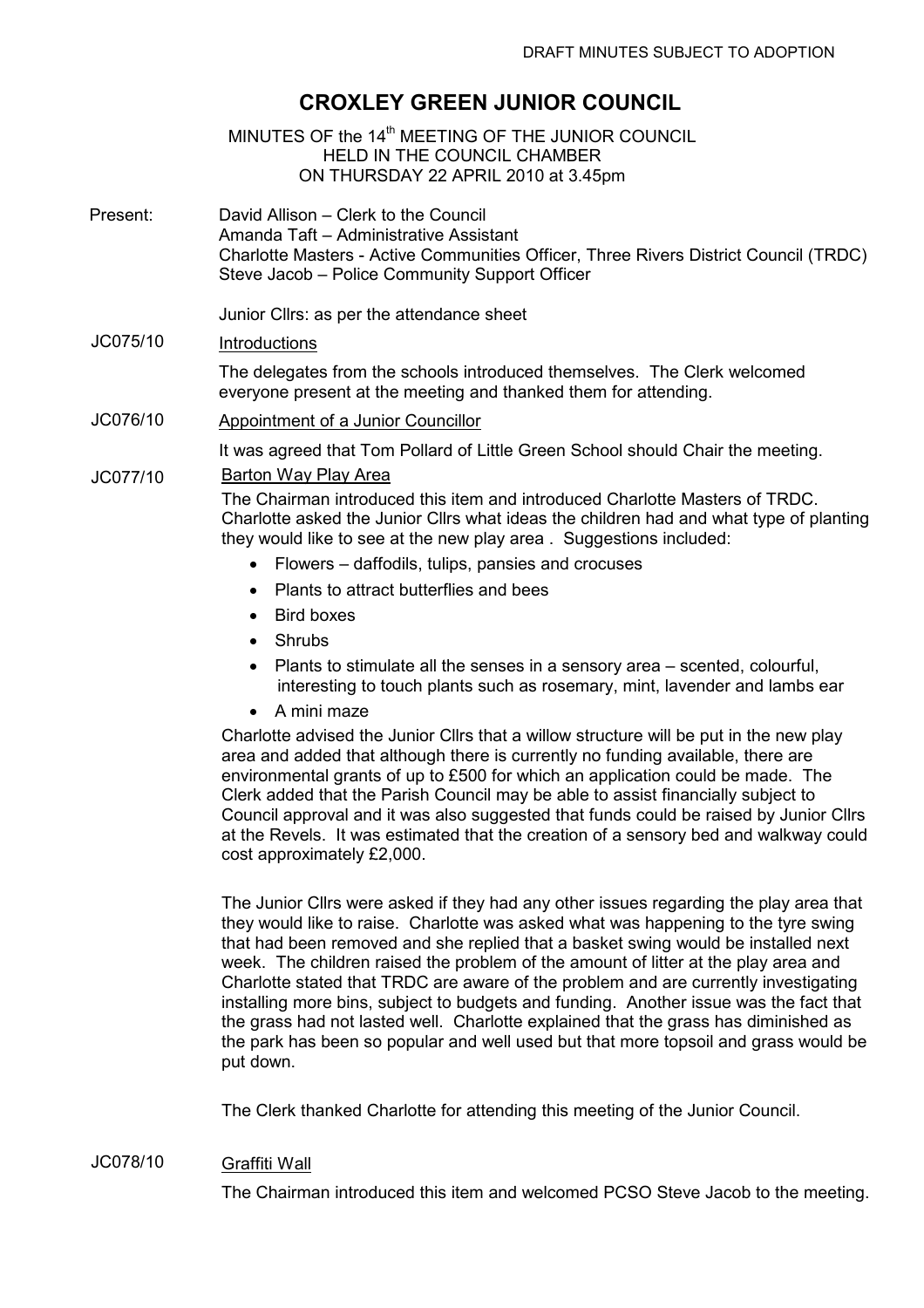DRAFT MINUTES SUBJECT TO ADOPTION

# CROXLEY GREEN JUNIOR COUNCIL

MINUTES OF the 14th MEETING OF THE JUNIOR COUNCIL
HELD IN THE COUNCIL CHAMBER
ON THURSDAY 22 APRIL 2010 at 3.45pm

Present: David Allison – Clerk to the Council
Amanda Taft – Administrative Assistant
Charlotte Masters - Active Communities Officer, Three Rivers District Council (TRDC)
Steve Jacob – Police Community Support Officer

Junior Cllrs: as per the attendance sheet

**JC075/10** Introductions

The delegates from the schools introduced themselves. The Clerk welcomed everyone present at the meeting and thanked them for attending.

**JC076/10** Appointment of a Junior Councillor

It was agreed that Tom Pollard of Little Green School should Chair the meeting.

**JC077/10** Barton Way Play Area

The Chairman introduced this item and introduced Charlotte Masters of TRDC. Charlotte asked the Junior Cllrs what ideas the children had and what type of planting they would like to see at the new play area . Suggestions included:

- Flowers – daffodils, tulips, pansies and crocuses
- Plants to attract butterflies and bees
- Bird boxes
- Shrubs
- Plants to stimulate all the senses in a sensory area – scented, colourful, interesting to touch plants such as rosemary, mint, lavender and lambs ear
- A mini maze

Charlotte advised the Junior Cllrs that a willow structure will be put in the new play area and added that although there is currently no funding available, there are environmental grants of up to £500 for which an application could be made. The Clerk added that the Parish Council may be able to assist financially subject to Council approval and it was also suggested that funds could be raised by Junior Cllrs at the Revels. It was estimated that the creation of a sensory bed and walkway could cost approximately £2,000.

The Junior Cllrs were asked if they had any other issues regarding the play area that they would like to raise. Charlotte was asked what was happening to the tyre swing that had been removed and she replied that a basket swing would be installed next week. The children raised the problem of the amount of litter at the play area and Charlotte stated that TRDC are aware of the problem and are currently investigating installing more bins, subject to budgets and funding. Another issue was the fact that the grass had not lasted well. Charlotte explained that the grass has diminished as the park has been so popular and well used but that more topsoil and grass would be put down.

The Clerk thanked Charlotte for attending this meeting of the Junior Council.

**JC078/10** Graffiti Wall

The Chairman introduced this item and welcomed PCSO Steve Jacob to the meeting.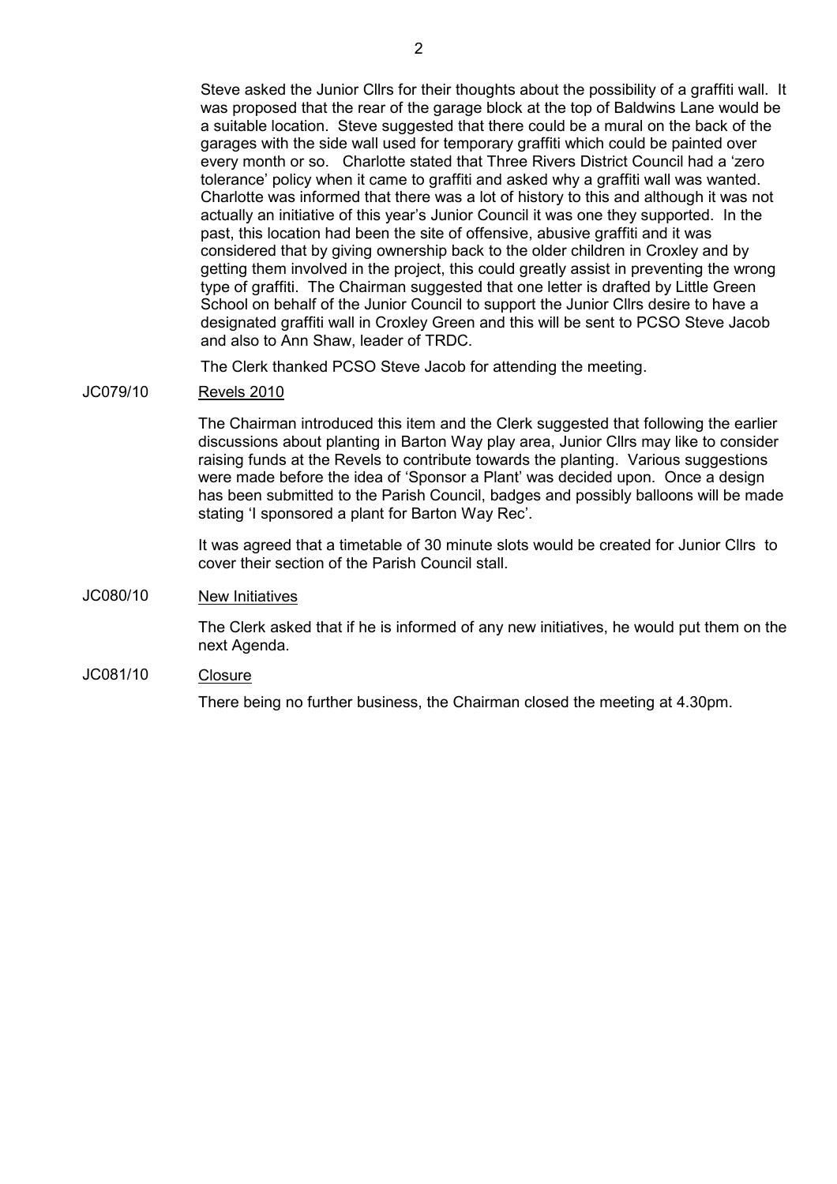Steve asked the Junior Cllrs for their thoughts about the possibility of a graffiti wall. It was proposed that the rear of the garage block at the top of Baldwins Lane would be a suitable location. Steve suggested that there could be a mural on the back of the garages with the side wall used for temporary graffiti which could be painted over every month or so. Charlotte stated that Three Rivers District Council had a 'zero tolerance' policy when it came to graffiti and asked why a graffiti wall was wanted. Charlotte was informed that there was a lot of history to this and although it was not actually an initiative of this year's Junior Council it was one they supported. In the past, this location had been the site of offensive, abusive graffiti and it was considered that by giving ownership back to the older children in Croxley and by getting them involved in the project, this could greatly assist in preventing the wrong type of graffiti. The Chairman suggested that one letter is drafted by Little Green School on behalf of the Junior Council to support the Junior Cllrs desire to have a designated graffiti wall in Croxley Green and this will be sent to PCSO Steve Jacob and also to Ann Shaw, leader of TRDC.

The Clerk thanked PCSO Steve Jacob for attending the meeting.

JC079/10 Revels 2010

The Chairman introduced this item and the Clerk suggested that following the earlier discussions about planting in Barton Way play area, Junior Cllrs may like to consider raising funds at the Revels to contribute towards the planting. Various suggestions were made before the idea of 'Sponsor a Plant' was decided upon. Once a design has been submitted to the Parish Council, badges and possibly balloons will be made stating 'I sponsored a plant for Barton Way Rec'.

It was agreed that a timetable of 30 minute slots would be created for Junior Cllrs to cover their section of the Parish Council stall.

JC080/10 New Initiatives

The Clerk asked that if he is informed of any new initiatives, he would put them on the next Agenda.

JC081/10 Closure

There being no further business, the Chairman closed the meeting at 4.30pm.